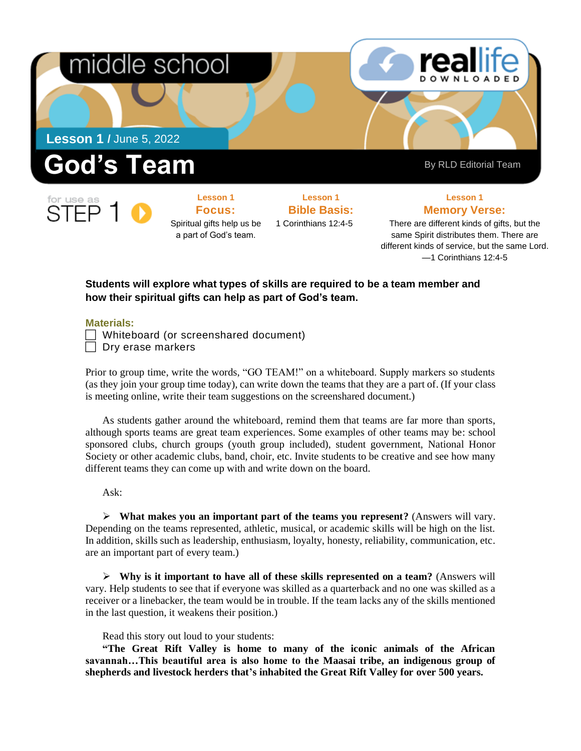middle school

reallife DOWNLOADED

**Lesson 1** / June 5, 2022

# God's Team

By RLD Editorial Team

for use as STEP 1

**Lesson 1**
**Focus:**
Spiritual gifts help us be a part of God's team.

**Lesson 1**
**Bible Basis:**
1 Corinthians 12:4-5

**Lesson 1**
**Memory Verse:**
There are different kinds of gifts, but the same Spirit distributes them. There are different kinds of service, but the same Lord.
—1 Corinthians 12:4-5

**Students will explore what types of skills are required to be a team member and how their spiritual gifts can help as part of God's team.**

**Materials:**

- ☐ Whiteboard (or screenshared document)
- ☐ Dry erase markers

Prior to group time, write the words, "GO TEAM!" on a whiteboard. Supply markers so students (as they join your group time today), can write down the teams that they are a part of. (If your class is meeting online, write their team suggestions on the screenshared document.)

As students gather around the whiteboard, remind them that teams are far more than sports, although sports teams are great team experiences. Some examples of other teams may be: school sponsored clubs, church groups (youth group included), student government, National Honor Society or other academic clubs, band, choir, etc. Invite students to be creative and see how many different teams they can come up with and write down on the board.

Ask:

- **What makes you an important part of the teams you represent?** (Answers will vary. Depending on the teams represented, athletic, musical, or academic skills will be high on the list. In addition, skills such as leadership, enthusiasm, loyalty, honesty, reliability, communication, etc. are an important part of every team.)

- **Why is it important to have all of these skills represented on a team?** (Answers will vary. Help students to see that if everyone was skilled as a quarterback and no one was skilled as a receiver or a linebacker, the team would be in trouble. If the team lacks any of the skills mentioned in the last question, it weakens their position.)

Read this story out loud to your students:

**"The Great Rift Valley is home to many of the iconic animals of the African savannah…This beautiful area is also home to the Maasai tribe, an indigenous group of shepherds and livestock herders that's inhabited the Great Rift Valley for over 500 years.**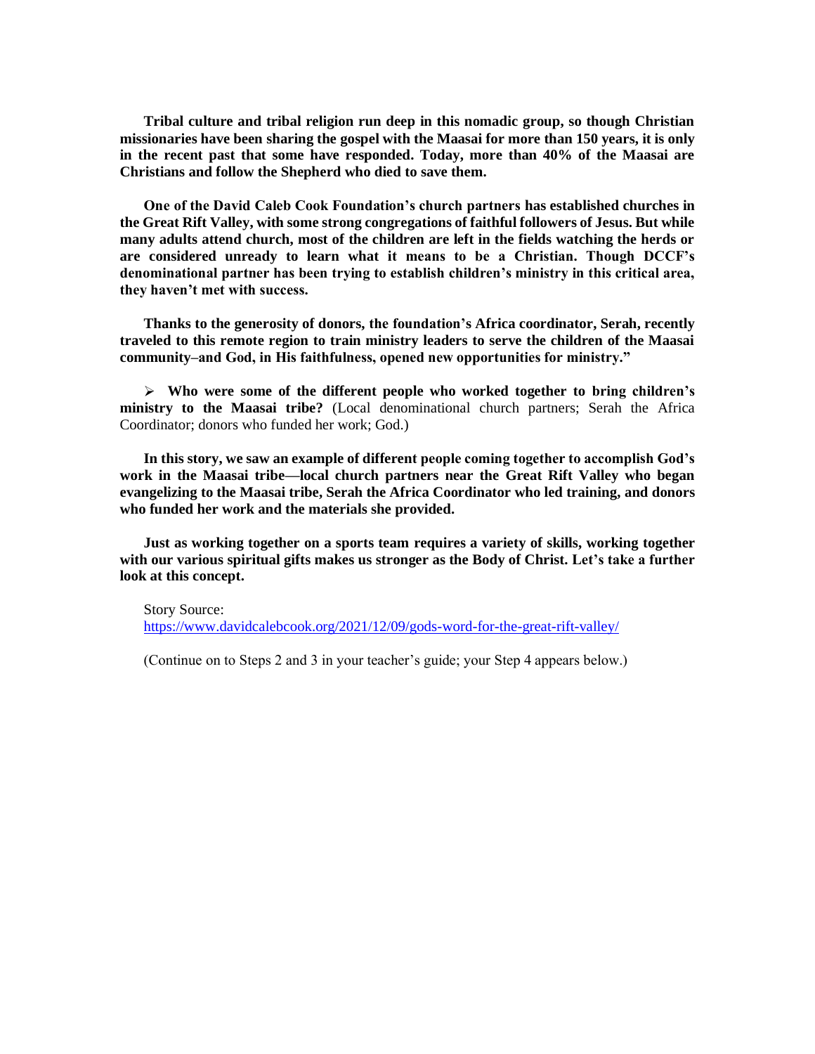**Tribal culture and tribal religion run deep in this nomadic group, so though Christian missionaries have been sharing the gospel with the Maasai for more than 150 years, it is only in the recent past that some have responded. Today, more than 40% of the Maasai are Christians and follow the Shepherd who died to save them.**

**One of the David Caleb Cook Foundation's church partners has established churches in the Great Rift Valley, with some strong congregations of faithful followers of Jesus. But while many adults attend church, most of the children are left in the fields watching the herds or are considered unready to learn what it means to be a Christian. Though DCCF's denominational partner has been trying to establish children's ministry in this critical area, they haven't met with success.**

**Thanks to the generosity of donors, the foundation's Africa coordinator, Serah, recently traveled to this remote region to train ministry leaders to serve the children of the Maasai community–and God, in His faithfulness, opened new opportunities for ministry."**

- **Who were some of the different people who worked together to bring children's ministry to the Maasai tribe?** (Local denominational church partners; Serah the Africa Coordinator; donors who funded her work; God.)

**In this story, we saw an example of different people coming together to accomplish God's work in the Maasai tribe—local church partners near the Great Rift Valley who began evangelizing to the Maasai tribe, Serah the Africa Coordinator who led training, and donors who funded her work and the materials she provided.**

**Just as working together on a sports team requires a variety of skills, working together with our various spiritual gifts makes us stronger as the Body of Christ. Let's take a further look at this concept.**

Story Source:
https://www.davidcalebcook.org/2021/12/09/gods-word-for-the-great-rift-valley/

(Continue on to Steps 2 and 3 in your teacher's guide; your Step 4 appears below.)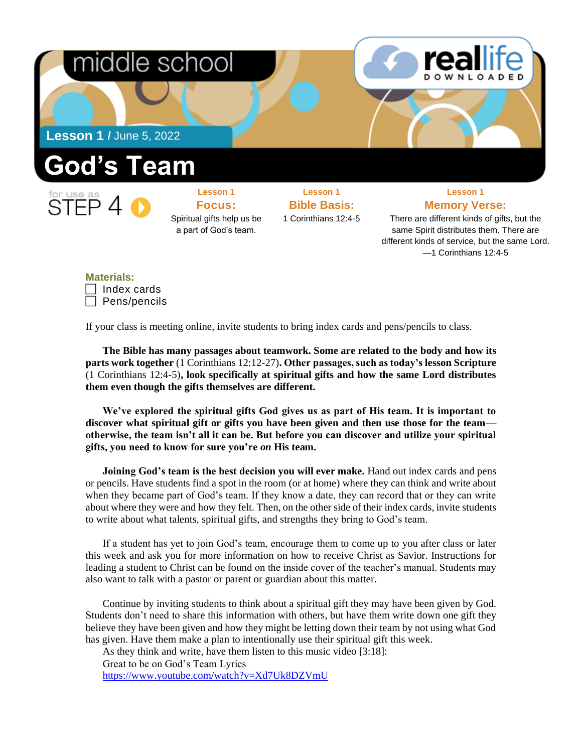middle school

reallife DOWNLOADED

**Lesson 1** / June 5, 2022

# God's Team

for use as STEP 4

**Lesson 1**
**Focus:**
Spiritual gifts help us be a part of God's team.

**Lesson 1**
**Bible Basis:**
1 Corinthians 12:4-5

**Lesson 1**
**Memory Verse:**
There are different kinds of gifts, but the same Spirit distributes them. There are different kinds of service, but the same Lord.
—1 Corinthians 12:4-5

**Materials:**

- [ ] Index cards
- [ ] Pens/pencils

If your class is meeting online, invite students to bring index cards and pens/pencils to class.

**The Bible has many passages about teamwork. Some are related to the body and how its parts work together** (1 Corinthians 12:12-27)**. Other passages, such as today's lesson Scripture** (1 Corinthians 12:4-5)**, look specifically at spiritual gifts and how the same Lord distributes them even though the gifts themselves are different.**

**We've explored the spiritual gifts God gives us as part of His team. It is important to discover what spiritual gift or gifts you have been given and then use those for the team—otherwise, the team isn't all it can be. But before you can discover and utilize your spiritual gifts, you need to know for sure you're *on* His team.**

**Joining God's team is the best decision you will ever make.** Hand out index cards and pens or pencils. Have students find a spot in the room (or at home) where they can think and write about when they became part of God's team. If they know a date, they can record that or they can write about where they were and how they felt. Then, on the other side of their index cards, invite students to write about what talents, spiritual gifts, and strengths they bring to God's team.

If a student has yet to join God's team, encourage them to come up to you after class or later this week and ask you for more information on how to receive Christ as Savior. Instructions for leading a student to Christ can be found on the inside cover of the teacher's manual. Students may also want to talk with a pastor or parent or guardian about this matter.

Continue by inviting students to think about a spiritual gift they may have been given by God. Students don't need to share this information with others, but have them write down one gift they believe they have been given and how they might be letting down their team by not using what God has given. Have them make a plan to intentionally use their spiritual gift this week.

As they think and write, have them listen to this music video [3:18]:
Great to be on God's Team Lyrics
https://www.youtube.com/watch?v=Xd7Uk8DZVmU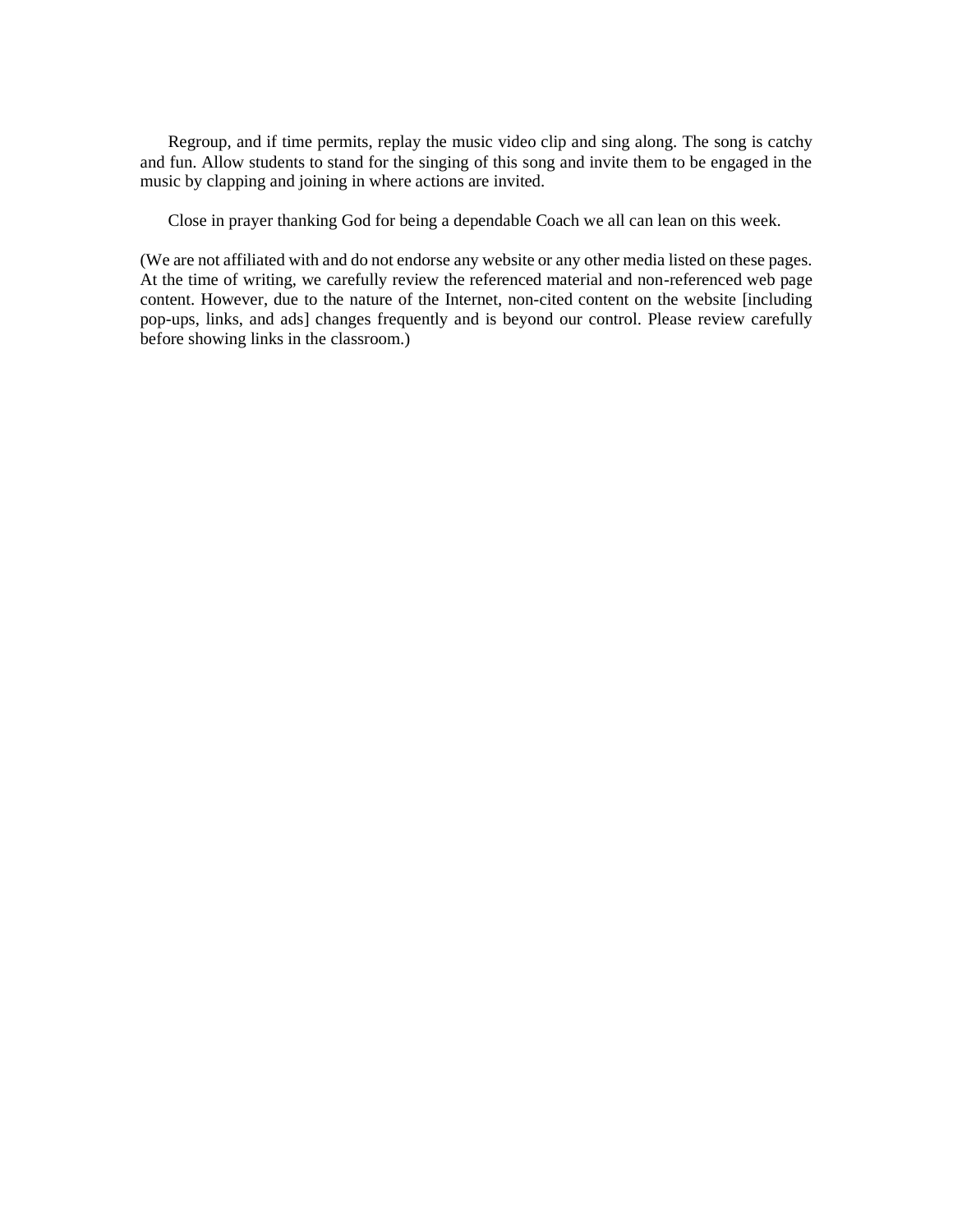Regroup, and if time permits, replay the music video clip and sing along. The song is catchy and fun. Allow students to stand for the singing of this song and invite them to be engaged in the music by clapping and joining in where actions are invited.

Close in prayer thanking God for being a dependable Coach we all can lean on this week.

(We are not affiliated with and do not endorse any website or any other media listed on these pages. At the time of writing, we carefully review the referenced material and non-referenced web page content. However, due to the nature of the Internet, non-cited content on the website [including pop-ups, links, and ads] changes frequently and is beyond our control. Please review carefully before showing links in the classroom.)